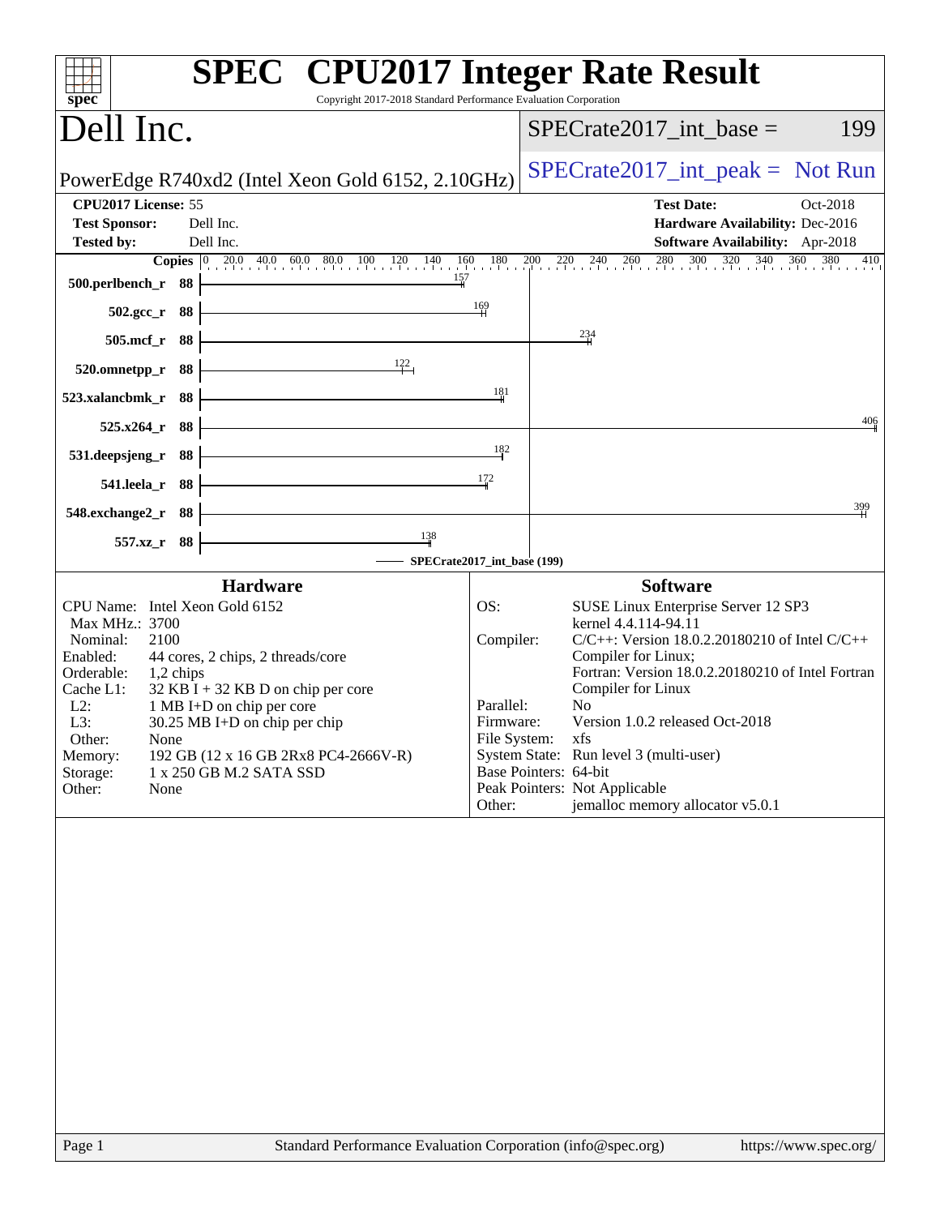# SPEC CPU2017 Integer Rate Result

Copyright 2017-2018 Standard Performance Evaluation Corporation

## Dell Inc.

PowerEdge R740xd2 (Intel Xeon Gold 6152, 2.10GHz)

SPECrate2017_int_base = 199

SPECrate2017_int_peak = Not Run

| | | | |
|---|---|---|---|
| **CPU2017 License:** | 55 | **Test Date:** | Oct-2018 |
| **Test Sponsor:** | Dell Inc. | **Hardware Availability:** | Dec-2016 |
| **Tested by:** | Dell Inc. | **Software Availability:** | Apr-2018 |

| Benchmark | Copies | SPECrate2017_int_base |
|---|---|---|
| 500.perlbench_r | 88 | 157 |
| 502.gcc_r | 88 | 169 |
| 505.mcf_r | 88 | 234 |
| 520.omnetpp_r | 88 | 122 |
| 523.xalancbmk_r | 88 | 181 |
| 525.x264_r | 88 | 406 |
| 531.deepsjeng_r | 88 | 182 |
| 541.leela_r | 88 | 172 |
| 548.exchange2_r | 88 | 399 |
| 557.xz_r | 88 | 138 |

SPECrate2017_int_base (199)

### Hardware

| | |
|---|---|
| CPU Name: | Intel Xeon Gold 6152 |
| Max MHz.: | 3700 |
| Nominal: | 2100 |
| Enabled: | 44 cores, 2 chips, 2 threads/core |
| Orderable: | 1,2 chips |
| Cache L1: | 32 KB I + 32 KB D on chip per core |
| L2: | 1 MB I+D on chip per core |
| L3: | 30.25 MB I+D on chip per chip |
| Other: | None |
| Memory: | 192 GB (12 x 16 GB 2Rx8 PC4-2666V-R) |
| Storage: | 1 x 250 GB M.2 SATA SSD |
| Other: | None |

### Software

| | |
|---|---|
| OS: | SUSE Linux Enterprise Server 12 SP3 kernel 4.4.114-94.11 |
| Compiler: | C/C++: Version 18.0.2.20180210 of Intel C/C++ Compiler for Linux; Fortran: Version 18.0.2.20180210 of Intel Fortran Compiler for Linux |
| Parallel: | No |
| Firmware: | Version 1.0.2 released Oct-2018 |
| File System: | xfs |
| System State: | Run level 3 (multi-user) |
| Base Pointers: | 64-bit |
| Peak Pointers: | Not Applicable |
| Other: | jemalloc memory allocator v5.0.1 |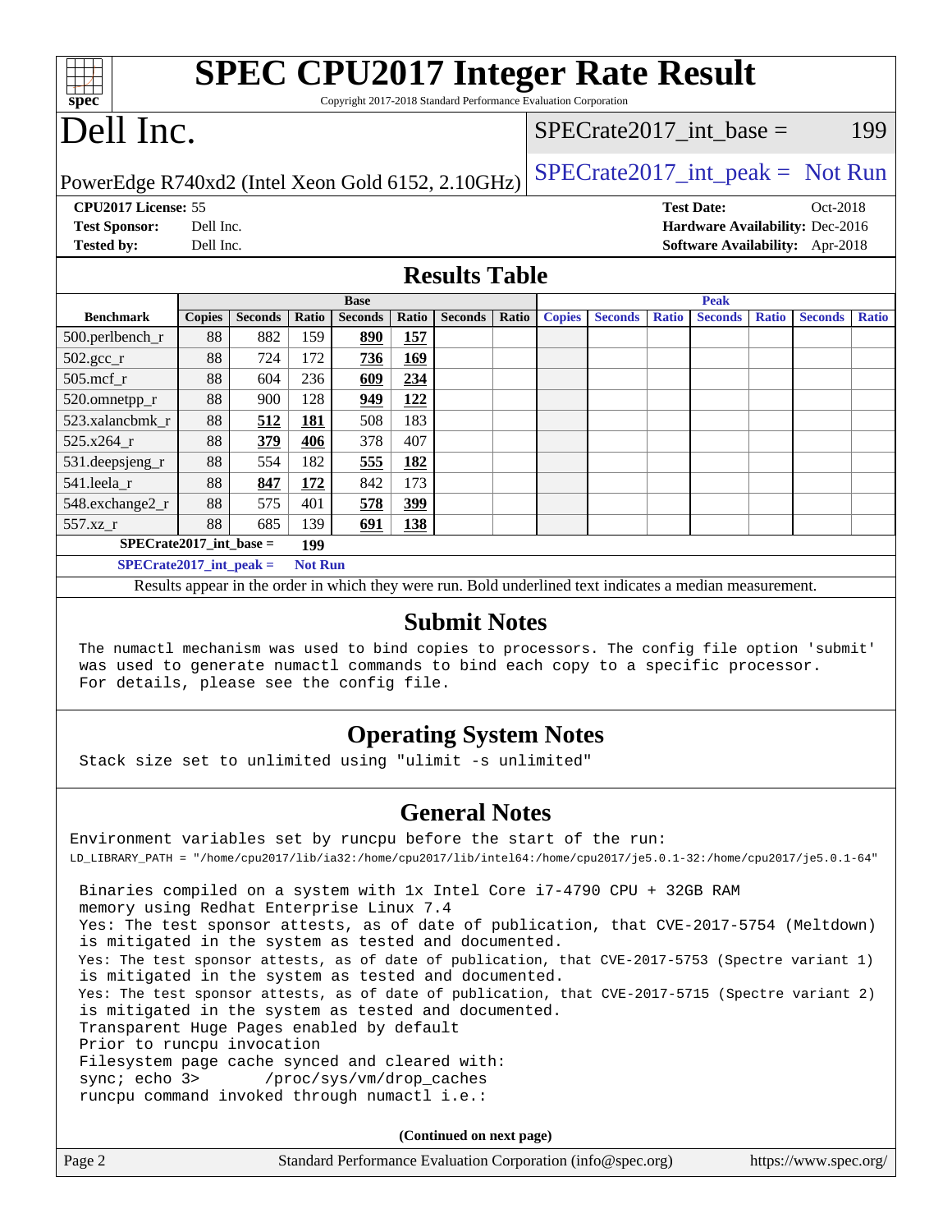# SPEC CPU2017 Integer Rate Result

Copyright 2017-2018 Standard Performance Evaluation Corporation

# Dell Inc.

PowerEdge R740xd2 (Intel Xeon Gold 6152, 2.10GHz)

SPECrate2017_int_base = 199

SPECrate2017_int_peak = Not Run

**CPU2017 License:** 55
**Test Sponsor:** Dell Inc.
**Tested by:** Dell Inc.

**Test Date:** Oct-2018
**Hardware Availability:** Dec-2016
**Software Availability:** Apr-2018

## Results Table

| Benchmark | Base | | | | | | | Peak | | | | | | |
|---|---|---|---|---|---|---|---|---|---|---|---|---|---|---|
| | Copies | Seconds | Ratio | Seconds | Ratio | Seconds | Ratio | Copies | Seconds | Ratio | Seconds | Ratio | Seconds | Ratio |
| 500.perlbench_r | 88 | 882 | 159 | **890** | **157** | | | | | | | | | |
| 502.gcc_r | 88 | 724 | 172 | **736** | **169** | | | | | | | | | |
| 505.mcf_r | 88 | 604 | 236 | **609** | **234** | | | | | | | | | |
| 520.omnetpp_r | 88 | 900 | 128 | **949** | **122** | | | | | | | | | |
| 523.xalancbmk_r | 88 | **512** | **181** | 508 | 183 | | | | | | | | | |
| 525.x264_r | 88 | **379** | **406** | 378 | 407 | | | | | | | | | |
| 531.deepsjeng_r | 88 | 554 | 182 | **555** | **182** | | | | | | | | | |
| 541.leela_r | 88 | **847** | **172** | 842 | 173 | | | | | | | | | |
| 548.exchange2_r | 88 | 575 | 401 | **578** | **399** | | | | | | | | | |
| 557.xz_r | 88 | 685 | 139 | **691** | **138** | | | | | | | | | |

**SPECrate2017_int_base = 199**

**SPECrate2017_int_peak = Not Run**

Results appear in the order in which they were run. Bold underlined text indicates a median measurement.

## Submit Notes

```
The numactl mechanism was used to bind copies to processors. The config file option 'submit'
was used to generate numactl commands to bind each copy to a specific processor.
For details, please see the config file.
```

## Operating System Notes

```
Stack size set to unlimited using "ulimit -s unlimited"
```

## General Notes

```
Environment variables set by runcpu before the start of the run:
LD_LIBRARY_PATH = "/home/cpu2017/lib/ia32:/home/cpu2017/lib/intel64:/home/cpu2017/je5.0.1-32:/home/cpu2017/je5.0.1-64"

 Binaries compiled on a system with 1x Intel Core i7-4790 CPU + 32GB RAM
 memory using Redhat Enterprise Linux 7.4
 Yes: The test sponsor attests, as of date of publication, that CVE-2017-5754 (Meltdown)
 is mitigated in the system as tested and documented.
 Yes: The test sponsor attests, as of date of publication, that CVE-2017-5753 (Spectre variant 1)
 is mitigated in the system as tested and documented.
 Yes: The test sponsor attests, as of date of publication, that CVE-2017-5715 (Spectre variant 2)
 is mitigated in the system as tested and documented.
 Transparent Huge Pages enabled by default
 Prior to runcpu invocation
 Filesystem page cache synced and cleared with:
 sync; echo 3>       /proc/sys/vm/drop_caches
 runcpu command invoked through numactl i.e.:
```

**(Continued on next page)**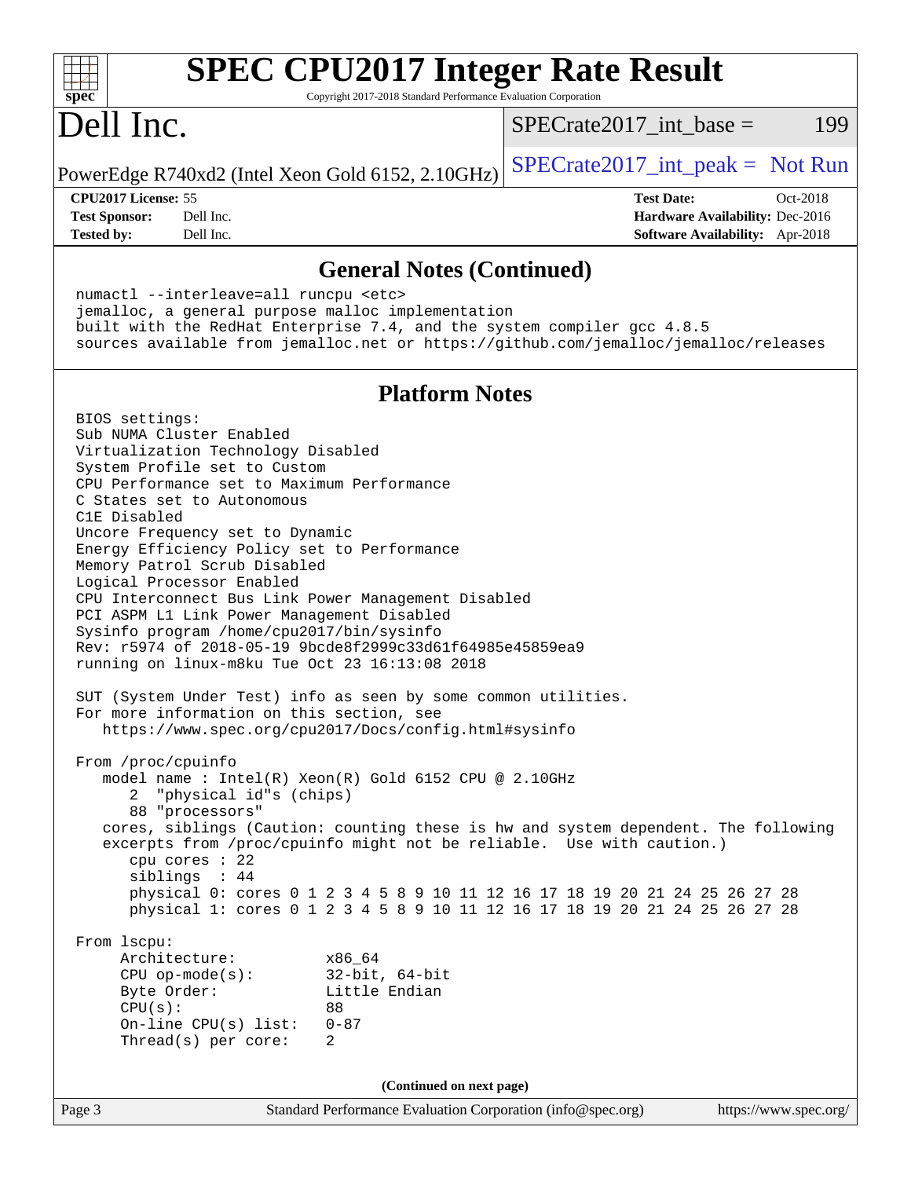# SPEC CPU2017 Integer Rate Result

Copyright 2017-2018 Standard Performance Evaluation Corporation

## Dell Inc.

PowerEdge R740xd2 (Intel Xeon Gold 6152, 2.10GHz)

SPECrate2017_int_base = 199

SPECrate2017_int_peak = Not Run

| | | | |
|---|---|---|---|
| **CPU2017 License:** | 55 | **Test Date:** | Oct-2018 |
| **Test Sponsor:** | Dell Inc. | **Hardware Availability:** | Dec-2016 |
| **Tested by:** | Dell Inc. | **Software Availability:** | Apr-2018 |

### General Notes (Continued)

```
numactl --interleave=all runcpu <etc>
jemalloc, a general purpose malloc implementation
built with the RedHat Enterprise 7.4, and the system compiler gcc 4.8.5
sources available from jemalloc.net or https://github.com/jemalloc/jemalloc/releases
```

### Platform Notes

```
BIOS settings:
Sub NUMA Cluster Enabled
Virtualization Technology Disabled
System Profile set to Custom
CPU Performance set to Maximum Performance
C States set to Autonomous
C1E Disabled
Uncore Frequency set to Dynamic
Energy Efficiency Policy set to Performance
Memory Patrol Scrub Disabled
Logical Processor Enabled
CPU Interconnect Bus Link Power Management Disabled
PCI ASPM L1 Link Power Management Disabled
Sysinfo program /home/cpu2017/bin/sysinfo
Rev: r5974 of 2018-05-19 9bcde8f2999c33d61f64985e45859ea9
running on linux-m8ku Tue Oct 23 16:13:08 2018

SUT (System Under Test) info as seen by some common utilities.
For more information on this section, see
   https://www.spec.org/cpu2017/Docs/config.html#sysinfo

From /proc/cpuinfo
   model name : Intel(R) Xeon(R) Gold 6152 CPU @ 2.10GHz
      2  "physical id"s (chips)
      88 "processors"
   cores, siblings (Caution: counting these is hw and system dependent. The following
   excerpts from /proc/cpuinfo might not be reliable.  Use with caution.)
      cpu cores : 22
      siblings  : 44
      physical 0: cores 0 1 2 3 4 5 8 9 10 11 12 16 17 18 19 20 21 24 25 26 27 28
      physical 1: cores 0 1 2 3 4 5 8 9 10 11 12 16 17 18 19 20 21 24 25 26 27 28

From lscpu:
     Architecture:          x86_64
     CPU op-mode(s):        32-bit, 64-bit
     Byte Order:            Little Endian
     CPU(s):                88
     On-line CPU(s) list:   0-87
     Thread(s) per core:    2
```

(Continued on next page)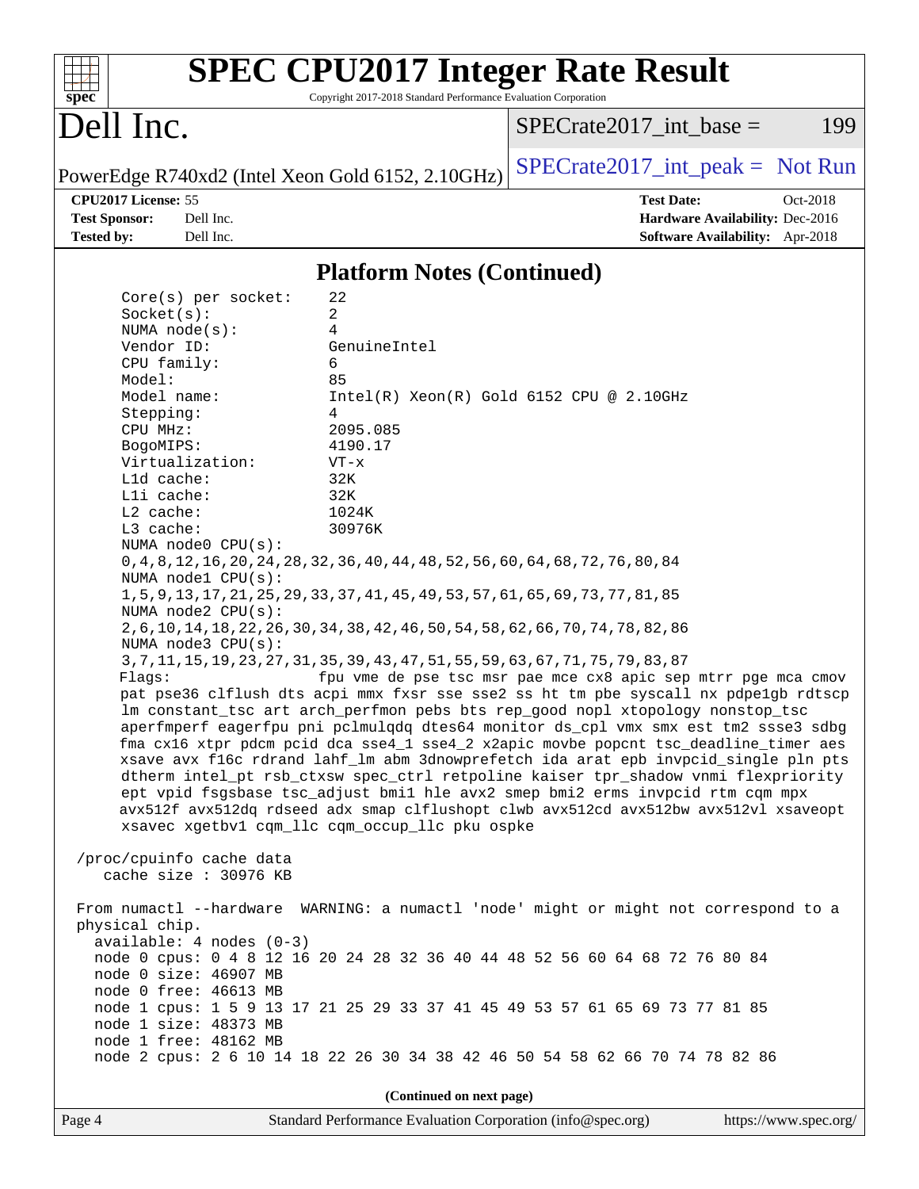# SPEC CPU2017 Integer Rate Result

Copyright 2017-2018 Standard Performance Evaluation Corporation

## Dell Inc.

PowerEdge R740xd2 (Intel Xeon Gold 6152, 2.10GHz)

SPECrate2017_int_base = 199

SPECrate2017_int_peak = Not Run

**CPU2017 License:** 55
**Test Sponsor:** Dell Inc.
**Tested by:** Dell Inc.

**Test Date:** Oct-2018
**Hardware Availability:** Dec-2016
**Software Availability:** Apr-2018

### Platform Notes (Continued)

```
      Core(s) per socket:    22
      Socket(s):             2
      NUMA node(s):          4
      Vendor ID:             GenuineIntel
      CPU family:            6
      Model:                 85
      Model name:            Intel(R) Xeon(R) Gold 6152 CPU @ 2.10GHz
      Stepping:              4
      CPU MHz:               2095.085
      BogoMIPS:              4190.17
      Virtualization:        VT-x
      L1d cache:             32K
      L1i cache:             32K
      L2 cache:              1024K
      L3 cache:              30976K
      NUMA node0 CPU(s):
      0,4,8,12,16,20,24,28,32,36,40,44,48,52,56,60,64,68,72,76,80,84
      NUMA node1 CPU(s):
      1,5,9,13,17,21,25,29,33,37,41,45,49,53,57,61,65,69,73,77,81,85
      NUMA node2 CPU(s):
      2,6,10,14,18,22,26,30,34,38,42,46,50,54,58,62,66,70,74,78,82,86
      NUMA node3 CPU(s):
      3,7,11,15,19,23,27,31,35,39,43,47,51,55,59,63,67,71,75,79,83,87
      Flags:                fpu vme de pse tsc msr pae mce cx8 apic sep mtrr pge mca cmov
      pat pse36 clflush dts acpi mmx fxsr sse sse2 ss ht tm pbe syscall nx pdpe1gb rdtscp
      lm constant_tsc art arch_perfmon pebs bts rep_good nopl xtopology nonstop_tsc
      aperfmperf eagerfpu pni pclmulqdq dtes64 monitor ds_cpl vmx smx est tm2 ssse3 sdbg
      fma cx16 xtpr pdcm pcid dca sse4_1 sse4_2 x2apic movbe popcnt tsc_deadline_timer aes
      xsave avx f16c rdrand lahf_lm abm 3dnowprefetch ida arat epb invpcid_single pln pts
      dtherm intel_pt rsb_ctxsw spec_ctrl retpoline kaiser tpr_shadow vnmi flexpriority
      ept vpid fsgsbase tsc_adjust bmi1 hle avx2 smep bmi2 erms invpcid rtm cqm mpx
      avx512f avx512dq rdseed adx smap clflushopt clwb avx512cd avx512bw avx512vl xsaveopt
      xsavec xgetbv1 cqm_llc cqm_occup_llc pku ospke

 /proc/cpuinfo cache data
    cache size : 30976 KB

 From numactl --hardware  WARNING: a numactl 'node' might or might not correspond to a
 physical chip.
   available: 4 nodes (0-3)
   node 0 cpus: 0 4 8 12 16 20 24 28 32 36 40 44 48 52 56 60 64 68 72 76 80 84
   node 0 size: 46907 MB
   node 0 free: 46613 MB
   node 1 cpus: 1 5 9 13 17 21 25 29 33 37 41 45 49 53 57 61 65 69 73 77 81 85
   node 1 size: 48373 MB
   node 1 free: 48162 MB
   node 2 cpus: 2 6 10 14 18 22 26 30 34 38 42 46 50 54 58 62 66 70 74 78 82 86
```

**(Continued on next page)**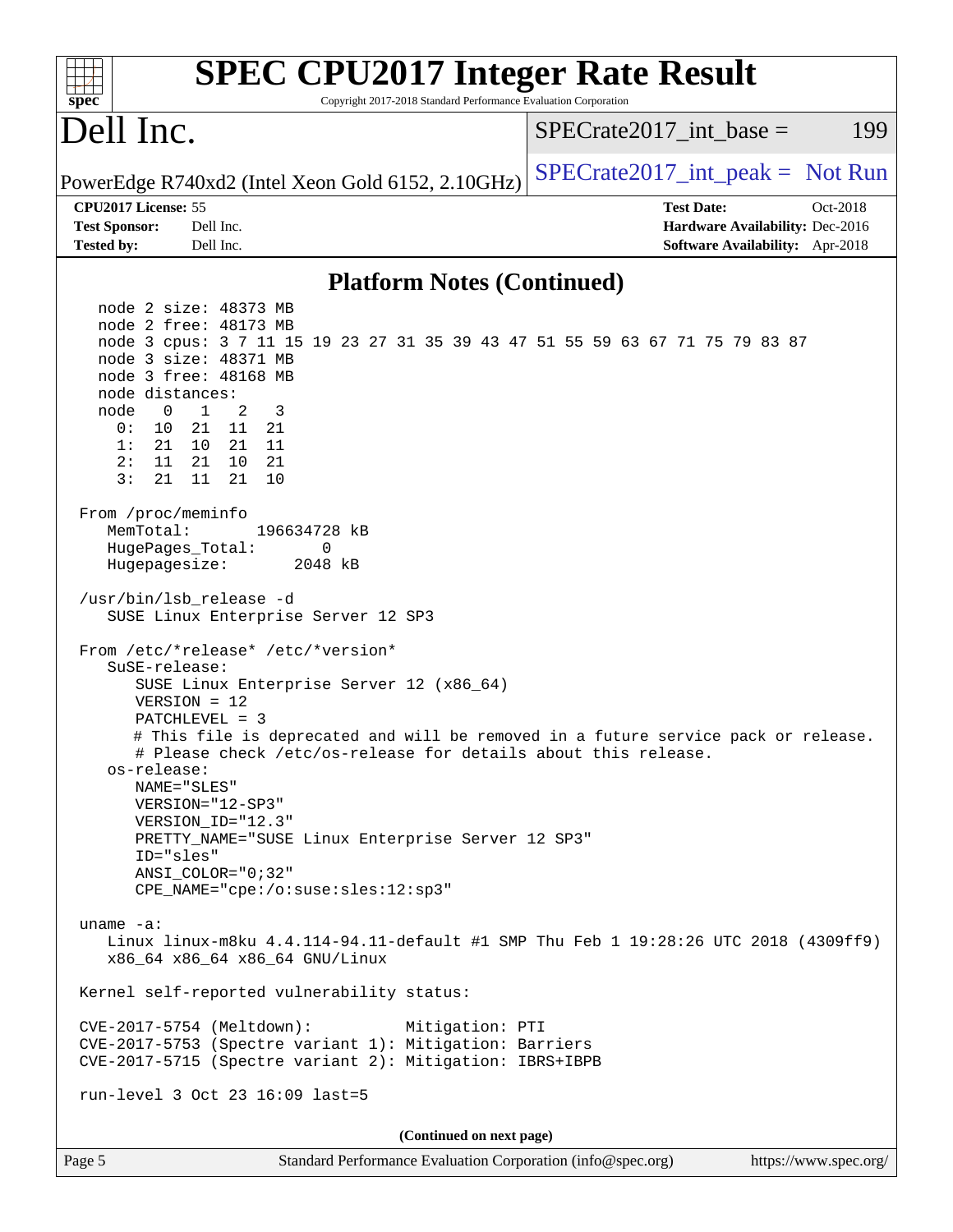# SPEC CPU2017 Integer Rate Result

Copyright 2017-2018 Standard Performance Evaluation Corporation

## Dell Inc.

PowerEdge R740xd2 (Intel Xeon Gold 6152, 2.10GHz)

SPECrate2017_int_base = 199

SPECrate2017_int_peak = Not Run

**CPU2017 License:** 55
**Test Sponsor:** Dell Inc.
**Tested by:** Dell Inc.

**Test Date:** Oct-2018
**Hardware Availability:** Dec-2016
**Software Availability:** Apr-2018

## Platform Notes (Continued)

```
    node 2 size: 48373 MB
    node 2 free: 48173 MB
    node 3 cpus: 3 7 11 15 19 23 27 31 35 39 43 47 51 55 59 63 67 71 75 79 83 87
    node 3 size: 48371 MB
    node 3 free: 48168 MB
    node distances:
    node   0   1   2   3
      0:  10  21  11  21
      1:  21  10  21  11
      2:  11  21  10  21
      3:  21  11  21  10

 From /proc/meminfo
    MemTotal:       196634728 kB
    HugePages_Total:       0
    Hugepagesize:       2048 kB

 /usr/bin/lsb_release -d
    SUSE Linux Enterprise Server 12 SP3

 From /etc/*release* /etc/*version*
    SuSE-release:
       SUSE Linux Enterprise Server 12 (x86_64)
       VERSION = 12
       PATCHLEVEL = 3
       # This file is deprecated and will be removed in a future service pack or release.
       # Please check /etc/os-release for details about this release.
    os-release:
       NAME="SLES"
       VERSION="12-SP3"
       VERSION_ID="12.3"
       PRETTY_NAME="SUSE Linux Enterprise Server 12 SP3"
       ID="sles"
       ANSI_COLOR="0;32"
       CPE_NAME="cpe:/o:suse:sles:12:sp3"

 uname -a:
    Linux linux-m8ku 4.4.114-94.11-default #1 SMP Thu Feb 1 19:28:26 UTC 2018 (4309ff9)
    x86_64 x86_64 x86_64 GNU/Linux

 Kernel self-reported vulnerability status:

 CVE-2017-5754 (Meltdown):          Mitigation: PTI
 CVE-2017-5753 (Spectre variant 1): Mitigation: Barriers
 CVE-2017-5715 (Spectre variant 2): Mitigation: IBRS+IBPB

 run-level 3 Oct 23 16:09 last=5
```

(Continued on next page)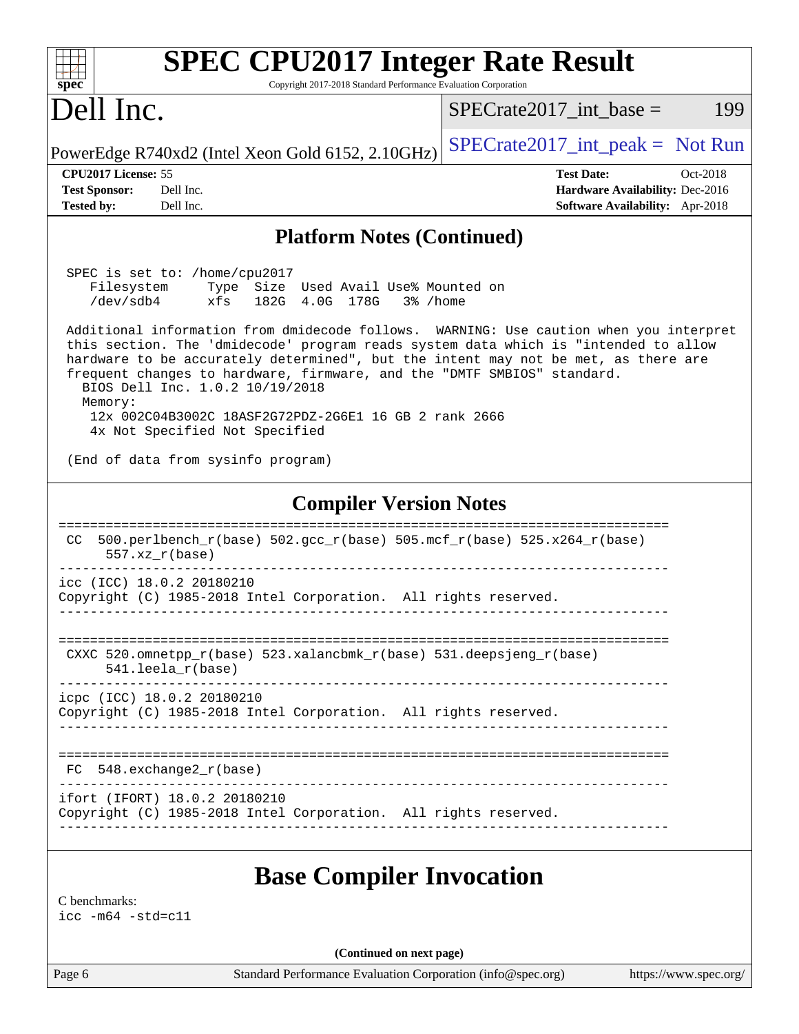## Platform Notes (Continued)

```
 SPEC is set to: /home/cpu2017
    Filesystem     Type  Size  Used Avail Use% Mounted on
    /dev/sdb4      xfs   182G  4.0G  178G   3% /home

 Additional information from dmidecode follows.  WARNING: Use caution when you interpret
 this section. The 'dmidecode' program reads system data which is "intended to allow
 hardware to be accurately determined", but the intent may not be met, as there are
 frequent changes to hardware, firmware, and the "DMTF SMBIOS" standard.
   BIOS Dell Inc. 1.0.2 10/19/2018
   Memory:
    12x 002C04B3002C 18ASF2G72PDZ-2G6E1 16 GB 2 rank 2666
    4x Not Specified Not Specified

 (End of data from sysinfo program)
```

## Compiler Version Notes

```
==============================================================================
 CC  500.perlbench_r(base) 502.gcc_r(base) 505.mcf_r(base) 525.x264_r(base)
      557.xz_r(base)
------------------------------------------------------------------------------
icc (ICC) 18.0.2 20180210
Copyright (C) 1985-2018 Intel Corporation.  All rights reserved.
------------------------------------------------------------------------------

==============================================================================
 CXXC 520.omnetpp_r(base) 523.xalancbmk_r(base) 531.deepsjeng_r(base)
      541.leela_r(base)
------------------------------------------------------------------------------
icpc (ICC) 18.0.2 20180210
Copyright (C) 1985-2018 Intel Corporation.  All rights reserved.
------------------------------------------------------------------------------

==============================================================================
 FC  548.exchange2_r(base)
------------------------------------------------------------------------------
ifort (IFORT) 18.0.2 20180210
Copyright (C) 1985-2018 Intel Corporation.  All rights reserved.
------------------------------------------------------------------------------
```

# Base Compiler Invocation

C benchmarks:
icc -m64 -std=c11

(Continued on next page)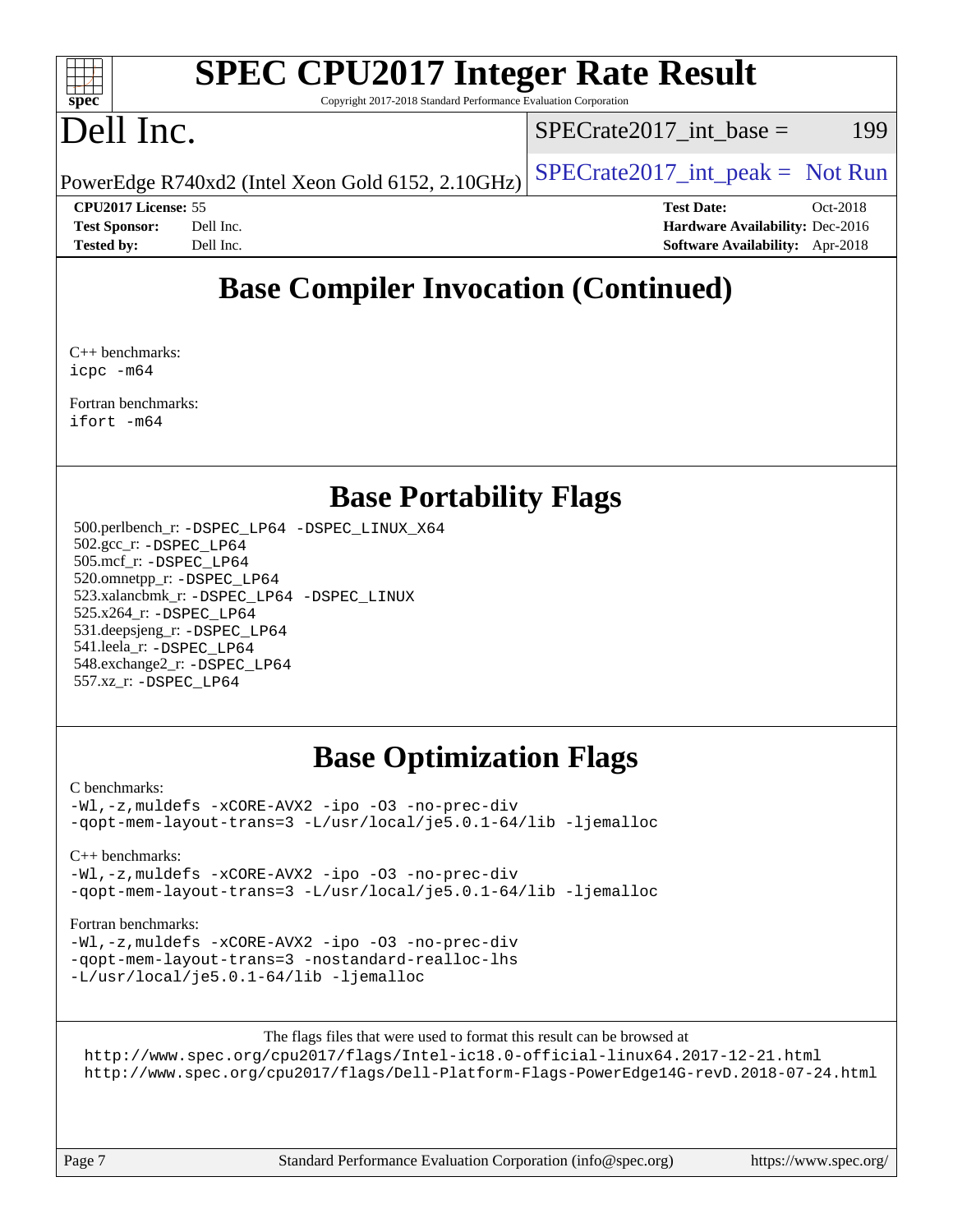## Base Compiler Invocation (Continued)

C++ benchmarks:
icpc -m64

Fortran benchmarks:
ifort -m64

## Base Portability Flags

500.perlbench_r: -DSPEC_LP64 -DSPEC_LINUX_X64
502.gcc_r: -DSPEC_LP64
505.mcf_r: -DSPEC_LP64
520.omnetpp_r: -DSPEC_LP64
523.xalancbmk_r: -DSPEC_LP64 -DSPEC_LINUX
525.x264_r: -DSPEC_LP64
531.deepsjeng_r: -DSPEC_LP64
541.leela_r: -DSPEC_LP64
548.exchange2_r: -DSPEC_LP64
557.xz_r: -DSPEC_LP64

## Base Optimization Flags

C benchmarks:
-Wl,-z,muldefs -xCORE-AVX2 -ipo -O3 -no-prec-div
-qopt-mem-layout-trans=3 -L/usr/local/je5.0.1-64/lib -ljemalloc

C++ benchmarks:
-Wl,-z,muldefs -xCORE-AVX2 -ipo -O3 -no-prec-div
-qopt-mem-layout-trans=3 -L/usr/local/je5.0.1-64/lib -ljemalloc

Fortran benchmarks:
-Wl,-z,muldefs -xCORE-AVX2 -ipo -O3 -no-prec-div
-qopt-mem-layout-trans=3 -nostandard-realloc-lhs
-L/usr/local/je5.0.1-64/lib -ljemalloc

The flags files that were used to format this result can be browsed at
http://www.spec.org/cpu2017/flags/Intel-ic18.0-official-linux64.2017-12-21.html
http://www.spec.org/cpu2017/flags/Dell-Platform-Flags-PowerEdge14G-revD.2018-07-24.html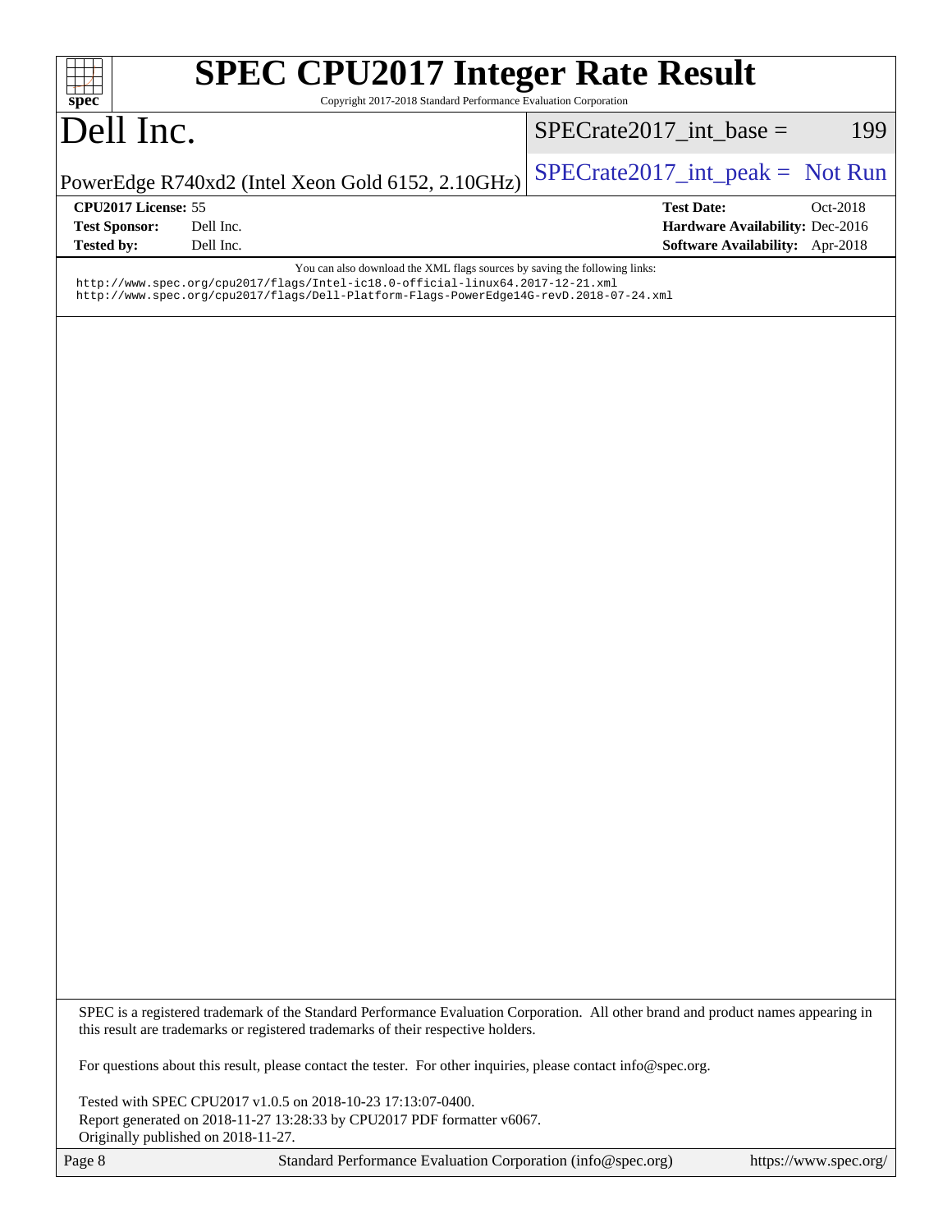You can also download the XML flags sources by saving the following links:

```
http://www.spec.org/cpu2017/flags/Intel-ic18.0-official-linux64.2017-12-21.xml
http://www.spec.org/cpu2017/flags/Dell-Platform-Flags-PowerEdge14G-revD.2018-07-24.xml
```

SPEC is a registered trademark of the Standard Performance Evaluation Corporation. All other brand and product names appearing in this result are trademarks or registered trademarks of their respective holders.

For questions about this result, please contact the tester. For other inquiries, please contact info@spec.org.

Tested with SPEC CPU2017 v1.0.5 on 2018-10-23 17:13:07-0400.
Report generated on 2018-11-27 13:28:33 by CPU2017 PDF formatter v6067.
Originally published on 2018-11-27.